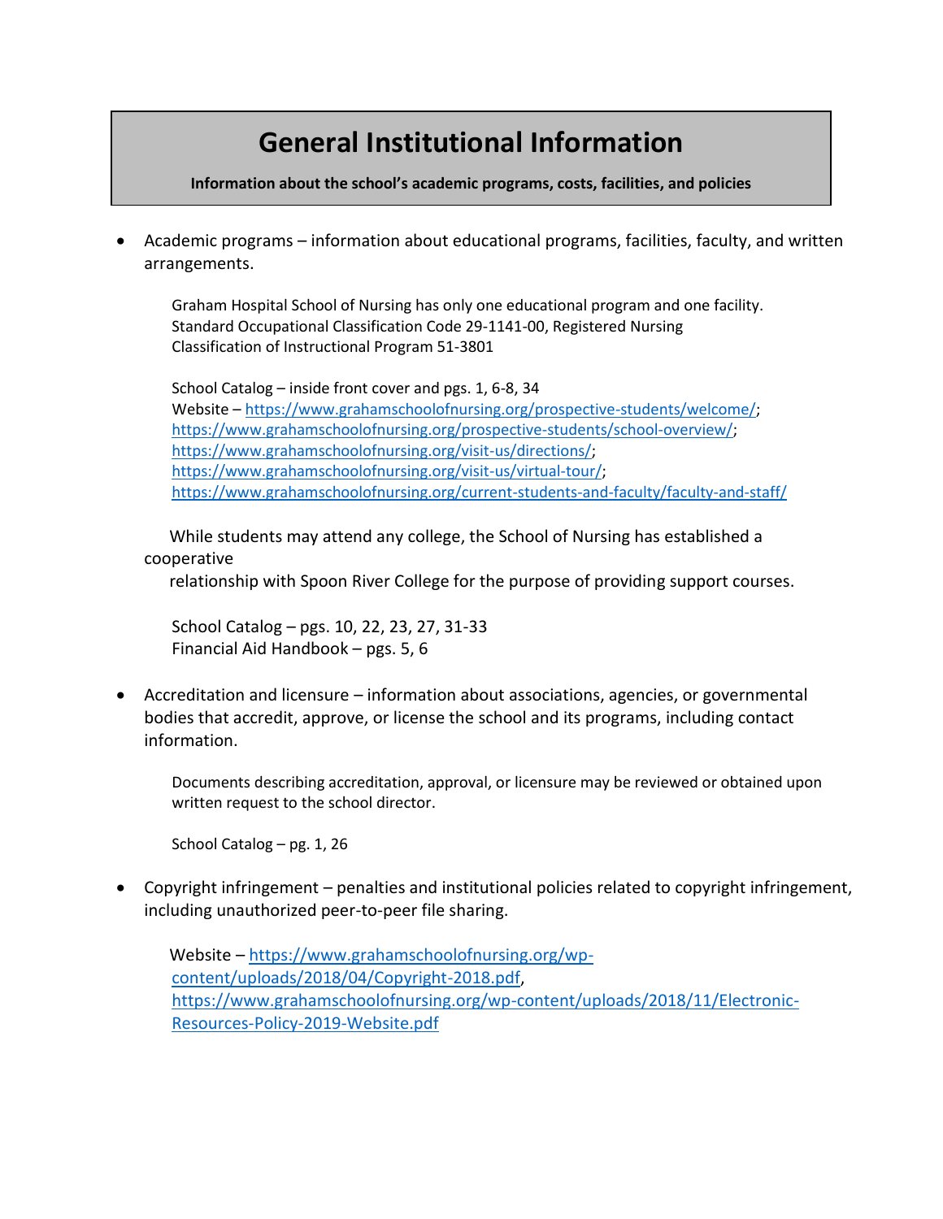# General Institutional Information

**Information about the school's academic programs, costs, facilities, and policies**

- Academic programs – information about educational programs, facilities, faculty, and written arrangements.

  Graham Hospital School of Nursing has only one educational program and one facility.
  Standard Occupational Classification Code 29-1141-00, Registered Nursing
  Classification of Instructional Program 51-3801

  School Catalog – inside front cover and pgs. 1, 6-8, 34
  Website – https://www.grahamschoolofnursing.org/prospective-students/welcome/; https://www.grahamschoolofnursing.org/prospective-students/school-overview/; https://www.grahamschoolofnursing.org/visit-us/directions/; https://www.grahamschoolofnursing.org/visit-us/virtual-tour/; https://www.grahamschoolofnursing.org/current-students-and-faculty/faculty-and-staff/

  While students may attend any college, the School of Nursing has established a cooperative relationship with Spoon River College for the purpose of providing support courses.

  School Catalog – pgs. 10, 22, 23, 27, 31-33
  Financial Aid Handbook – pgs. 5, 6

- Accreditation and licensure – information about associations, agencies, or governmental bodies that accredit, approve, or license the school and its programs, including contact information.

  Documents describing accreditation, approval, or licensure may be reviewed or obtained upon written request to the school director.

  School Catalog – pg. 1, 26

- Copyright infringement – penalties and institutional policies related to copyright infringement, including unauthorized peer-to-peer file sharing.

  Website – https://www.grahamschoolofnursing.org/wp-content/uploads/2018/04/Copyright-2018.pdf, https://www.grahamschoolofnursing.org/wp-content/uploads/2018/11/Electronic-Resources-Policy-2019-Website.pdf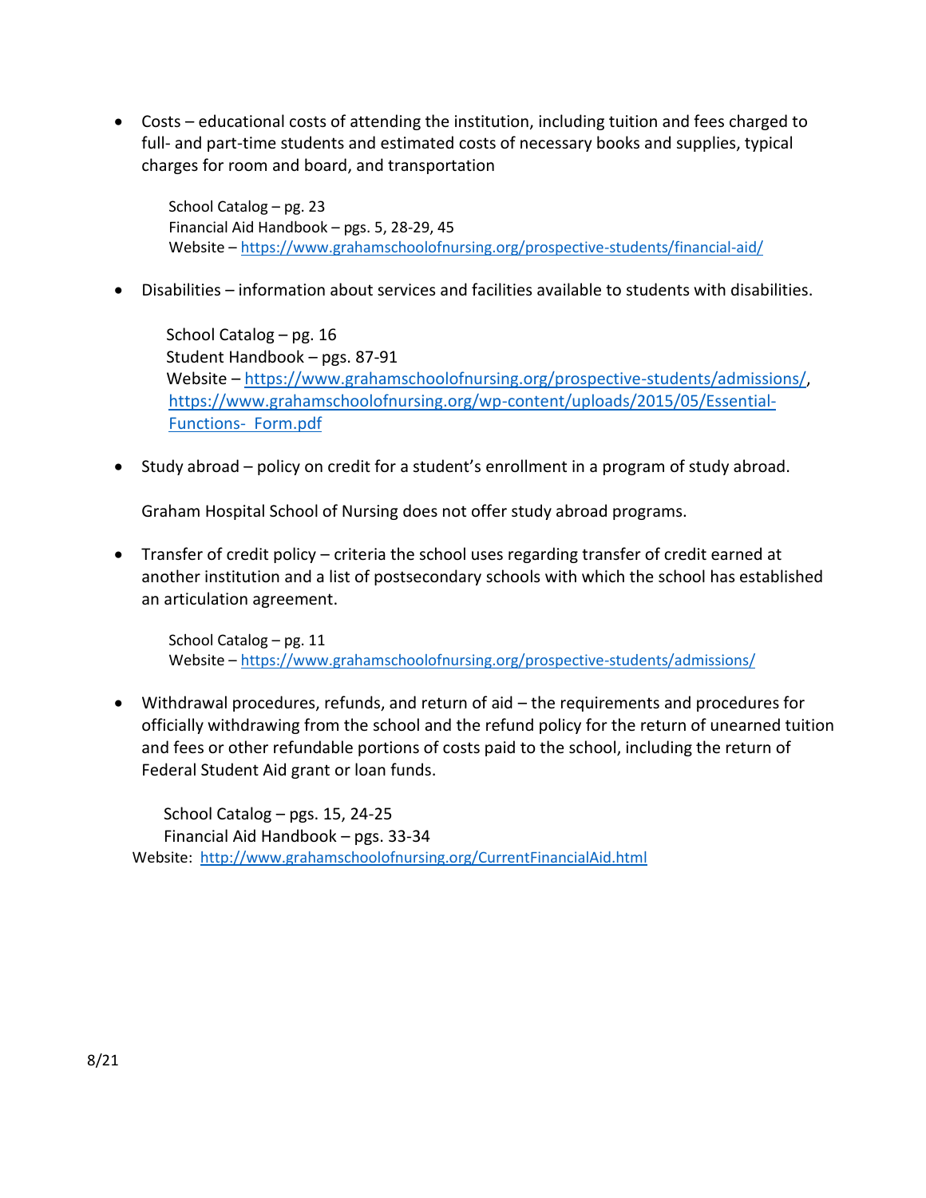- Costs – educational costs of attending the institution, including tuition and fees charged to full- and part-time students and estimated costs of necessary books and supplies, typical charges for room and board, and transportation

  School Catalog – pg. 23
  Financial Aid Handbook – pgs. 5, 28-29, 45
  Website – https://www.grahamschoolofnursing.org/prospective-students/financial-aid/

- Disabilities – information about services and facilities available to students with disabilities.

  School Catalog – pg. 16
  Student Handbook – pgs. 87-91
  Website – https://www.grahamschoolofnursing.org/prospective-students/admissions/, https://www.grahamschoolofnursing.org/wp-content/uploads/2015/05/Essential-Functions- Form.pdf

- Study abroad – policy on credit for a student's enrollment in a program of study abroad.

  Graham Hospital School of Nursing does not offer study abroad programs.

- Transfer of credit policy – criteria the school uses regarding transfer of credit earned at another institution and a list of postsecondary schools with which the school has established an articulation agreement.

  School Catalog – pg. 11
  Website – https://www.grahamschoolofnursing.org/prospective-students/admissions/

- Withdrawal procedures, refunds, and return of aid – the requirements and procedures for officially withdrawing from the school and the refund policy for the return of unearned tuition and fees or other refundable portions of costs paid to the school, including the return of Federal Student Aid grant or loan funds.

  School Catalog – pgs. 15, 24-25
  Financial Aid Handbook – pgs. 33-34
  Website: http://www.grahamschoolofnursing.org/CurrentFinancialAid.html

8/21